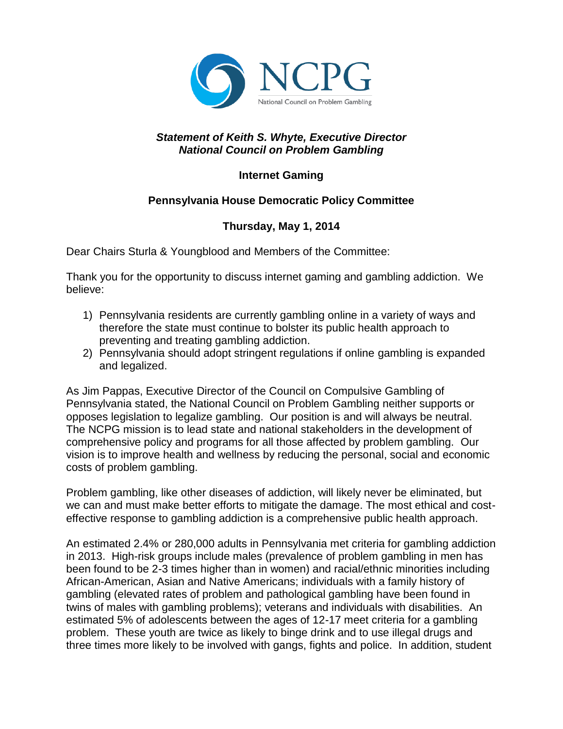NCPG

National Council on Problem Gambling

***Statement of Keith S. Whyte, Executive Director***
***National Council on Problem Gambling***

**Internet Gaming**

**Pennsylvania House Democratic Policy Committee**

**Thursday, May 1, 2014**

Dear Chairs Sturla & Youngblood and Members of the Committee:

Thank you for the opportunity to discuss internet gaming and gambling addiction. We believe:

1) Pennsylvania residents are currently gambling online in a variety of ways and therefore the state must continue to bolster its public health approach to preventing and treating gambling addiction.
2) Pennsylvania should adopt stringent regulations if online gambling is expanded and legalized.

As Jim Pappas, Executive Director of the Council on Compulsive Gambling of Pennsylvania stated, the National Council on Problem Gambling neither supports or opposes legislation to legalize gambling. Our position is and will always be neutral. The NCPG mission is to lead state and national stakeholders in the development of comprehensive policy and programs for all those affected by problem gambling. Our vision is to improve health and wellness by reducing the personal, social and economic costs of problem gambling.

Problem gambling, like other diseases of addiction, will likely never be eliminated, but we can and must make better efforts to mitigate the damage. The most ethical and cost-effective response to gambling addiction is a comprehensive public health approach.

An estimated 2.4% or 280,000 adults in Pennsylvania met criteria for gambling addiction in 2013. High-risk groups include males (prevalence of problem gambling in men has been found to be 2-3 times higher than in women) and racial/ethnic minorities including African-American, Asian and Native Americans; individuals with a family history of gambling (elevated rates of problem and pathological gambling have been found in twins of males with gambling problems); veterans and individuals with disabilities. An estimated 5% of adolescents between the ages of 12-17 meet criteria for a gambling problem. These youth are twice as likely to binge drink and to use illegal drugs and three times more likely to be involved with gangs, fights and police. In addition, student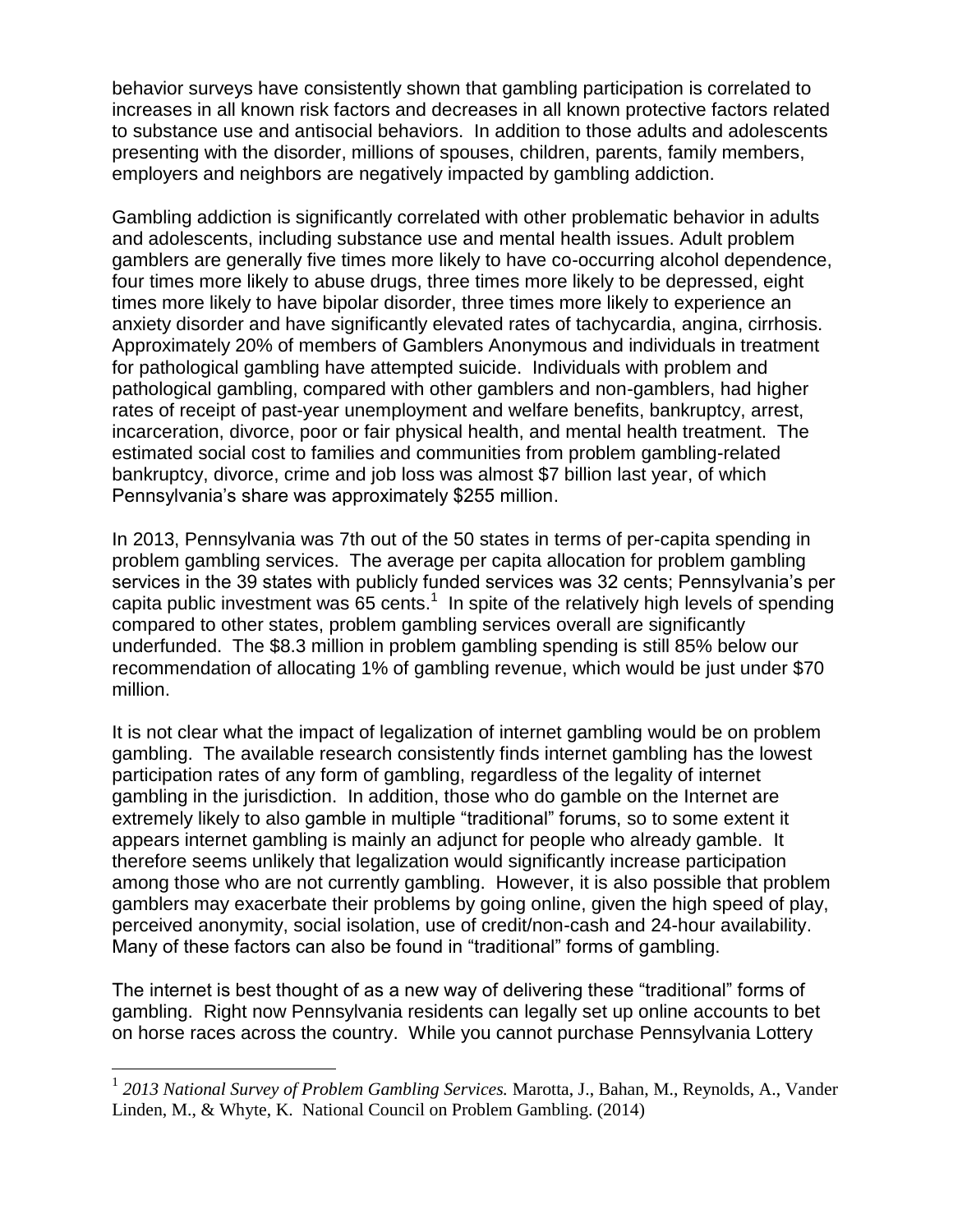behavior surveys have consistently shown that gambling participation is correlated to increases in all known risk factors and decreases in all known protective factors related to substance use and antisocial behaviors. In addition to those adults and adolescents presenting with the disorder, millions of spouses, children, parents, family members, employers and neighbors are negatively impacted by gambling addiction.

Gambling addiction is significantly correlated with other problematic behavior in adults and adolescents, including substance use and mental health issues. Adult problem gamblers are generally five times more likely to have co-occurring alcohol dependence, four times more likely to abuse drugs, three times more likely to be depressed, eight times more likely to have bipolar disorder, three times more likely to experience an anxiety disorder and have significantly elevated rates of tachycardia, angina, cirrhosis. Approximately 20% of members of Gamblers Anonymous and individuals in treatment for pathological gambling have attempted suicide. Individuals with problem and pathological gambling, compared with other gamblers and non-gamblers, had higher rates of receipt of past-year unemployment and welfare benefits, bankruptcy, arrest, incarceration, divorce, poor or fair physical health, and mental health treatment. The estimated social cost to families and communities from problem gambling-related bankruptcy, divorce, crime and job loss was almost $7 billion last year, of which Pennsylvania's share was approximately $255 million.

In 2013, Pennsylvania was 7th out of the 50 states in terms of per-capita spending in problem gambling services. The average per capita allocation for problem gambling services in the 39 states with publicly funded services was 32 cents; Pennsylvania's per capita public investment was 65 cents.[1] In spite of the relatively high levels of spending compared to other states, problem gambling services overall are significantly underfunded. The $8.3 million in problem gambling spending is still 85% below our recommendation of allocating 1% of gambling revenue, which would be just under $70 million.

It is not clear what the impact of legalization of internet gambling would be on problem gambling. The available research consistently finds internet gambling has the lowest participation rates of any form of gambling, regardless of the legality of internet gambling in the jurisdiction. In addition, those who do gamble on the Internet are extremely likely to also gamble in multiple "traditional" forums, so to some extent it appears internet gambling is mainly an adjunct for people who already gamble. It therefore seems unlikely that legalization would significantly increase participation among those who are not currently gambling. However, it is also possible that problem gamblers may exacerbate their problems by going online, given the high speed of play, perceived anonymity, social isolation, use of credit/non-cash and 24-hour availability. Many of these factors can also be found in "traditional" forms of gambling.

The internet is best thought of as a new way of delivering these "traditional" forms of gambling. Right now Pennsylvania residents can legally set up online accounts to bet on horse races across the country. While you cannot purchase Pennsylvania Lottery

[1] *2013 National Survey of Problem Gambling Services.* Marotta, J., Bahan, M., Reynolds, A., Vander Linden, M., & Whyte, K. National Council on Problem Gambling. (2014)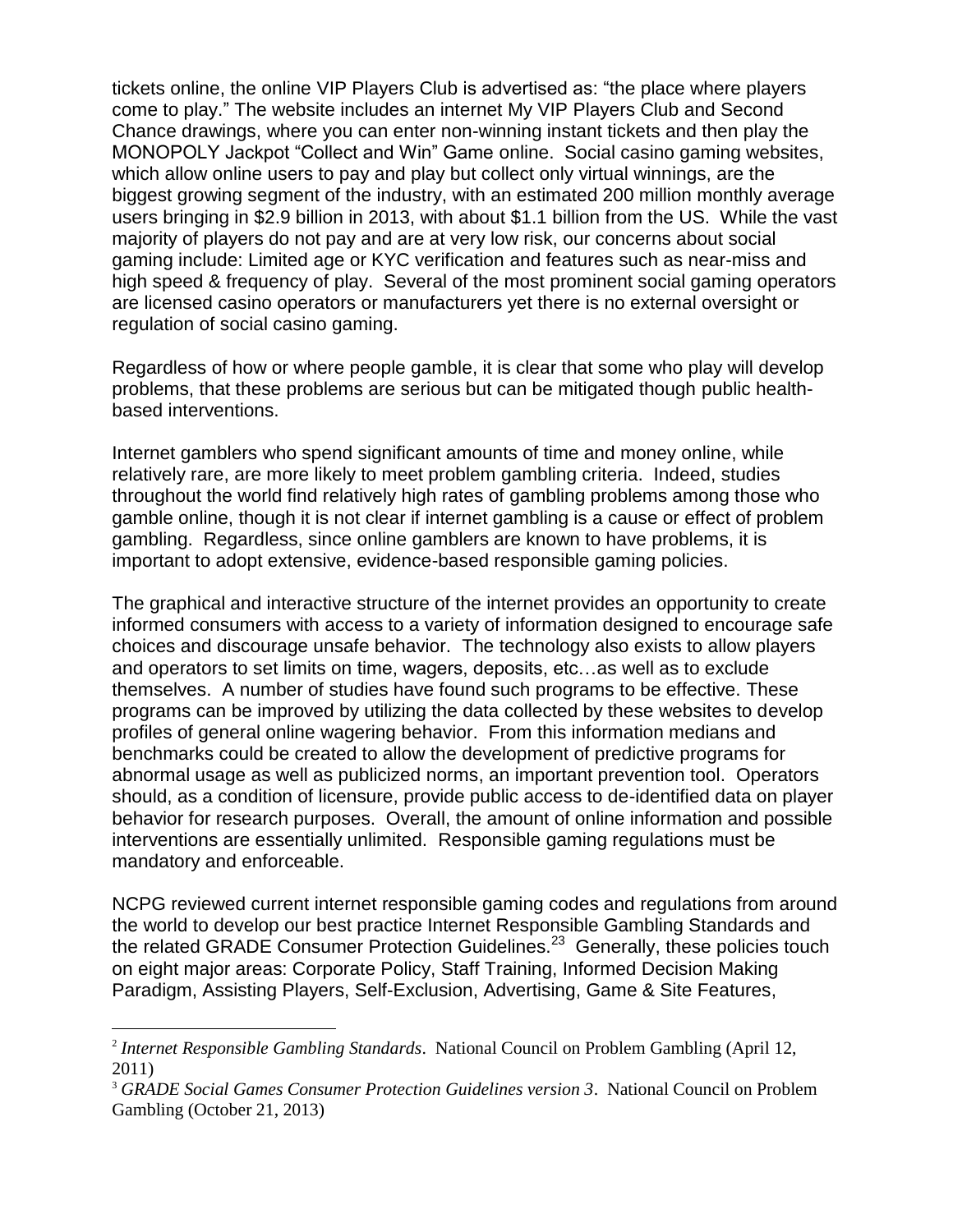tickets online, the online VIP Players Club is advertised as: "the place where players come to play." The website includes an internet My VIP Players Club and Second Chance drawings, where you can enter non-winning instant tickets and then play the MONOPOLY Jackpot "Collect and Win" Game online. Social casino gaming websites, which allow online users to pay and play but collect only virtual winnings, are the biggest growing segment of the industry, with an estimated 200 million monthly average users bringing in $2.9 billion in 2013, with about $1.1 billion from the US. While the vast majority of players do not pay and are at very low risk, our concerns about social gaming include: Limited age or KYC verification and features such as near-miss and high speed & frequency of play. Several of the most prominent social gaming operators are licensed casino operators or manufacturers yet there is no external oversight or regulation of social casino gaming.

Regardless of how or where people gamble, it is clear that some who play will develop problems, that these problems are serious but can be mitigated though public health-based interventions.

Internet gamblers who spend significant amounts of time and money online, while relatively rare, are more likely to meet problem gambling criteria. Indeed, studies throughout the world find relatively high rates of gambling problems among those who gamble online, though it is not clear if internet gambling is a cause or effect of problem gambling. Regardless, since online gamblers are known to have problems, it is important to adopt extensive, evidence-based responsible gaming policies.

The graphical and interactive structure of the internet provides an opportunity to create informed consumers with access to a variety of information designed to encourage safe choices and discourage unsafe behavior. The technology also exists to allow players and operators to set limits on time, wagers, deposits, etc…as well as to exclude themselves. A number of studies have found such programs to be effective. These programs can be improved by utilizing the data collected by these websites to develop profiles of general online wagering behavior. From this information medians and benchmarks could be created to allow the development of predictive programs for abnormal usage as well as publicized norms, an important prevention tool. Operators should, as a condition of licensure, provide public access to de-identified data on player behavior for research purposes. Overall, the amount of online information and possible interventions are essentially unlimited. Responsible gaming regulations must be mandatory and enforceable.

NCPG reviewed current internet responsible gaming codes and regulations from around the world to develop our best practice Internet Responsible Gambling Standards and the related GRADE Consumer Protection Guidelines.[2,3] Generally, these policies touch on eight major areas: Corporate Policy, Staff Training, Informed Decision Making Paradigm, Assisting Players, Self-Exclusion, Advertising, Game & Site Features,

---

[2] *Internet Responsible Gambling Standards*. National Council on Problem Gambling (April 12, 2011)

[3] *GRADE Social Games Consumer Protection Guidelines version 3*. National Council on Problem Gambling (October 21, 2013)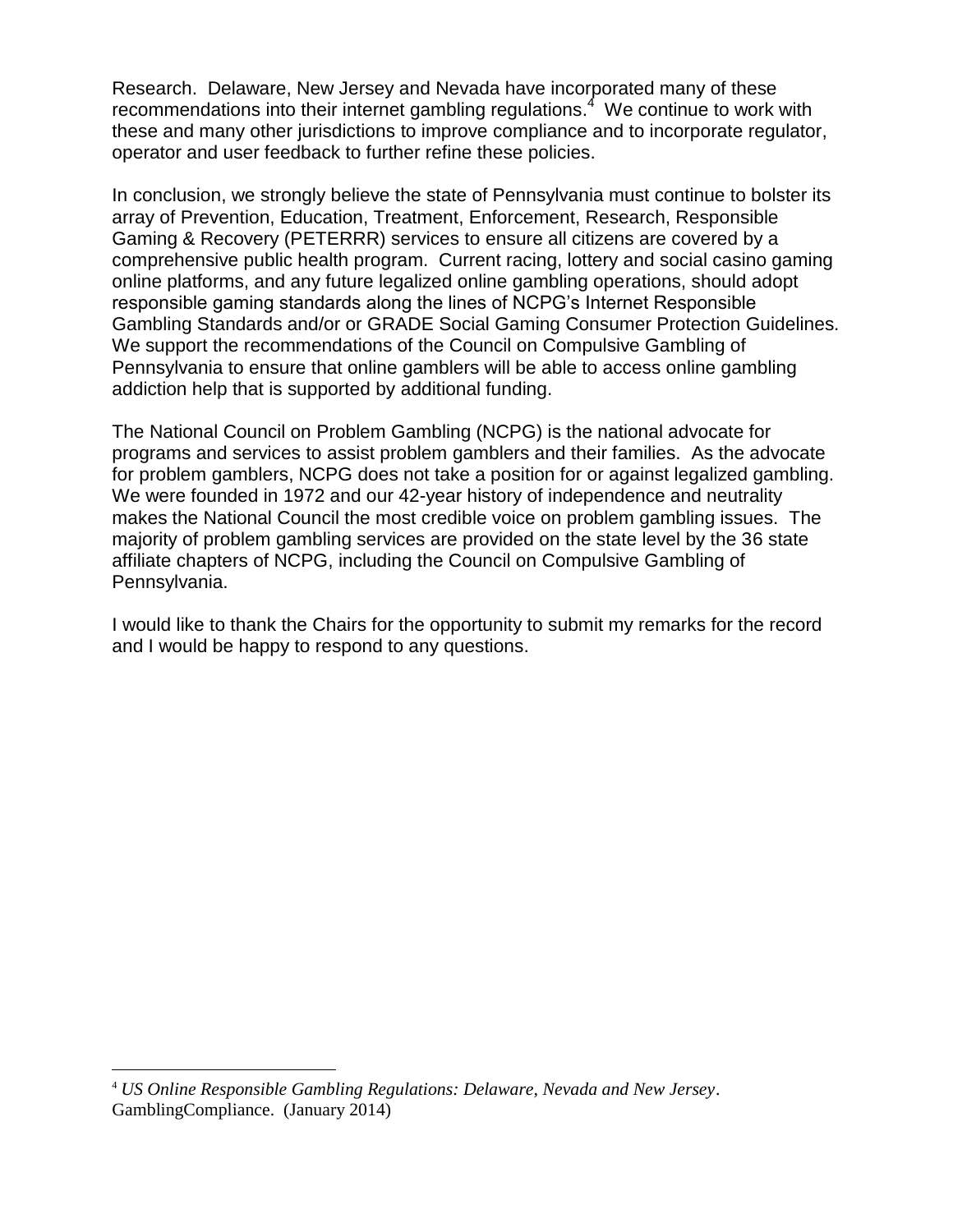Research. Delaware, New Jersey and Nevada have incorporated many of these recommendations into their internet gambling regulations.[4] We continue to work with these and many other jurisdictions to improve compliance and to incorporate regulator, operator and user feedback to further refine these policies.

In conclusion, we strongly believe the state of Pennsylvania must continue to bolster its array of Prevention, Education, Treatment, Enforcement, Research, Responsible Gaming & Recovery (PETERRR) services to ensure all citizens are covered by a comprehensive public health program. Current racing, lottery and social casino gaming online platforms, and any future legalized online gambling operations, should adopt responsible gaming standards along the lines of NCPG's Internet Responsible Gambling Standards and/or or GRADE Social Gaming Consumer Protection Guidelines. We support the recommendations of the Council on Compulsive Gambling of Pennsylvania to ensure that online gamblers will be able to access online gambling addiction help that is supported by additional funding.

The National Council on Problem Gambling (NCPG) is the national advocate for programs and services to assist problem gamblers and their families. As the advocate for problem gamblers, NCPG does not take a position for or against legalized gambling. We were founded in 1972 and our 42-year history of independence and neutrality makes the National Council the most credible voice on problem gambling issues. The majority of problem gambling services are provided on the state level by the 36 state affiliate chapters of NCPG, including the Council on Compulsive Gambling of Pennsylvania.

I would like to thank the Chairs for the opportunity to submit my remarks for the record and I would be happy to respond to any questions.

---

[4] *US Online Responsible Gambling Regulations: Delaware, Nevada and New Jersey*. GamblingCompliance. (January 2014)